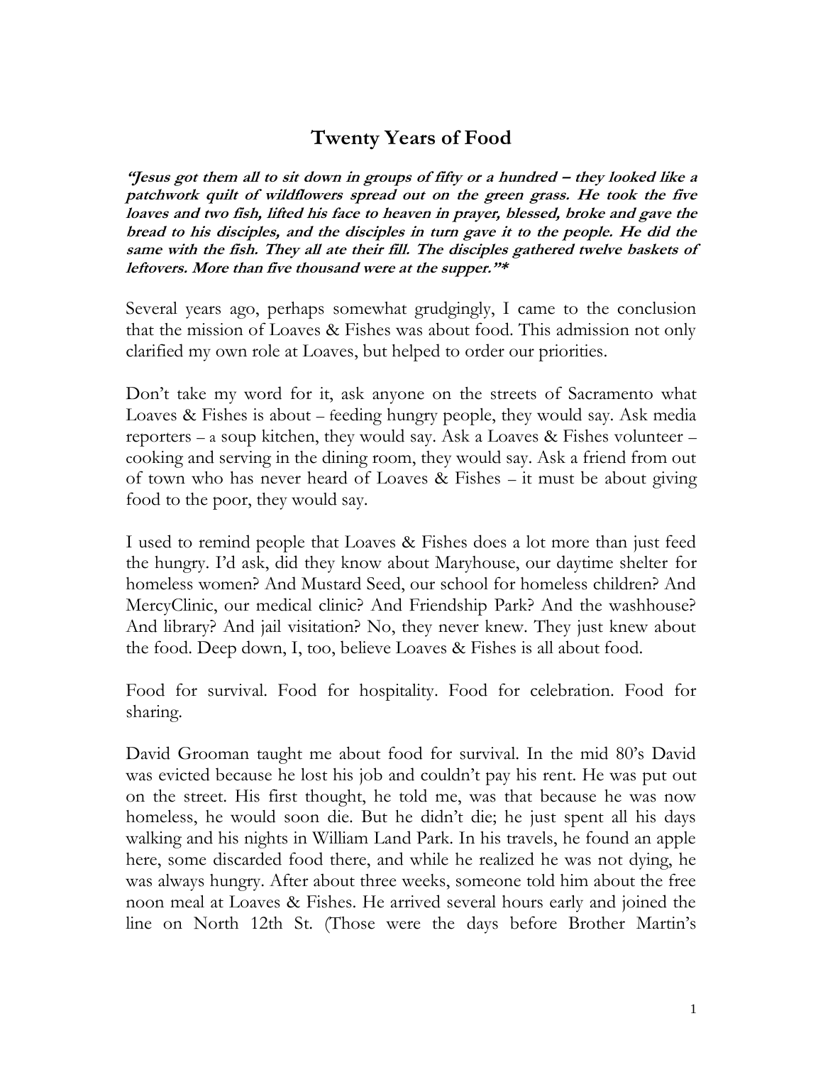# Twenty Years of Food

***"Jesus got them all to sit down in groups of fifty or a hundred – they looked like a patchwork quilt of wildflowers spread out on the green grass. He took the five loaves and two fish, lifted his face to heaven in prayer, blessed, broke and gave the bread to his disciples, and the disciples in turn gave it to the people. He did the same with the fish. They all ate their fill. The disciples gathered twelve baskets of leftovers. More than five thousand were at the supper."****

Several years ago, perhaps somewhat grudgingly, I came to the conclusion that the mission of Loaves & Fishes was about food. This admission not only clarified my own role at Loaves, but helped to order our priorities.

Don't take my word for it, ask anyone on the streets of Sacramento what Loaves & Fishes is about – feeding hungry people, they would say. Ask media reporters – a soup kitchen, they would say. Ask a Loaves & Fishes volunteer – cooking and serving in the dining room, they would say. Ask a friend from out of town who has never heard of Loaves & Fishes – it must be about giving food to the poor, they would say.

I used to remind people that Loaves & Fishes does a lot more than just feed the hungry. I'd ask, did they know about Maryhouse, our daytime shelter for homeless women? And Mustard Seed, our school for homeless children? And MercyClinic, our medical clinic? And Friendship Park? And the washhouse? And library? And jail visitation? No, they never knew. They just knew about the food. Deep down, I, too, believe Loaves & Fishes is all about food.

Food for survival. Food for hospitality. Food for celebration. Food for sharing.

David Grooman taught me about food for survival. In the mid 80's David was evicted because he lost his job and couldn't pay his rent. He was put out on the street. His first thought, he told me, was that because he was now homeless, he would soon die. But he didn't die; he just spent all his days walking and his nights in William Land Park. In his travels, he found an apple here, some discarded food there, and while he realized he was not dying, he was always hungry. After about three weeks, someone told him about the free noon meal at Loaves & Fishes. He arrived several hours early and joined the line on North 12th St. (Those were the days before Brother Martin's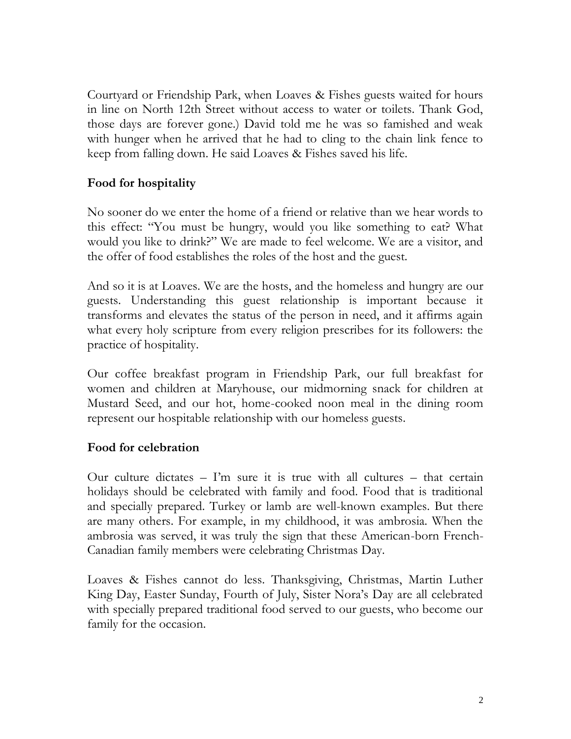Courtyard or Friendship Park, when Loaves & Fishes guests waited for hours in line on North 12th Street without access to water or toilets. Thank God, those days are forever gone.) David told me he was so famished and weak with hunger when he arrived that he had to cling to the chain link fence to keep from falling down. He said Loaves & Fishes saved his life.

**Food for hospitality**

No sooner do we enter the home of a friend or relative than we hear words to this effect: "You must be hungry, would you like something to eat? What would you like to drink?" We are made to feel welcome. We are a visitor, and the offer of food establishes the roles of the host and the guest.

And so it is at Loaves. We are the hosts, and the homeless and hungry are our guests. Understanding this guest relationship is important because it transforms and elevates the status of the person in need, and it affirms again what every holy scripture from every religion prescribes for its followers: the practice of hospitality.

Our coffee breakfast program in Friendship Park, our full breakfast for women and children at Maryhouse, our midmorning snack for children at Mustard Seed, and our hot, home-cooked noon meal in the dining room represent our hospitable relationship with our homeless guests.

**Food for celebration**

Our culture dictates – I'm sure it is true with all cultures – that certain holidays should be celebrated with family and food. Food that is traditional and specially prepared. Turkey or lamb are well-known examples. But there are many others. For example, in my childhood, it was ambrosia. When the ambrosia was served, it was truly the sign that these American-born French-Canadian family members were celebrating Christmas Day.

Loaves & Fishes cannot do less. Thanksgiving, Christmas, Martin Luther King Day, Easter Sunday, Fourth of July, Sister Nora's Day are all celebrated with specially prepared traditional food served to our guests, who become our family for the occasion.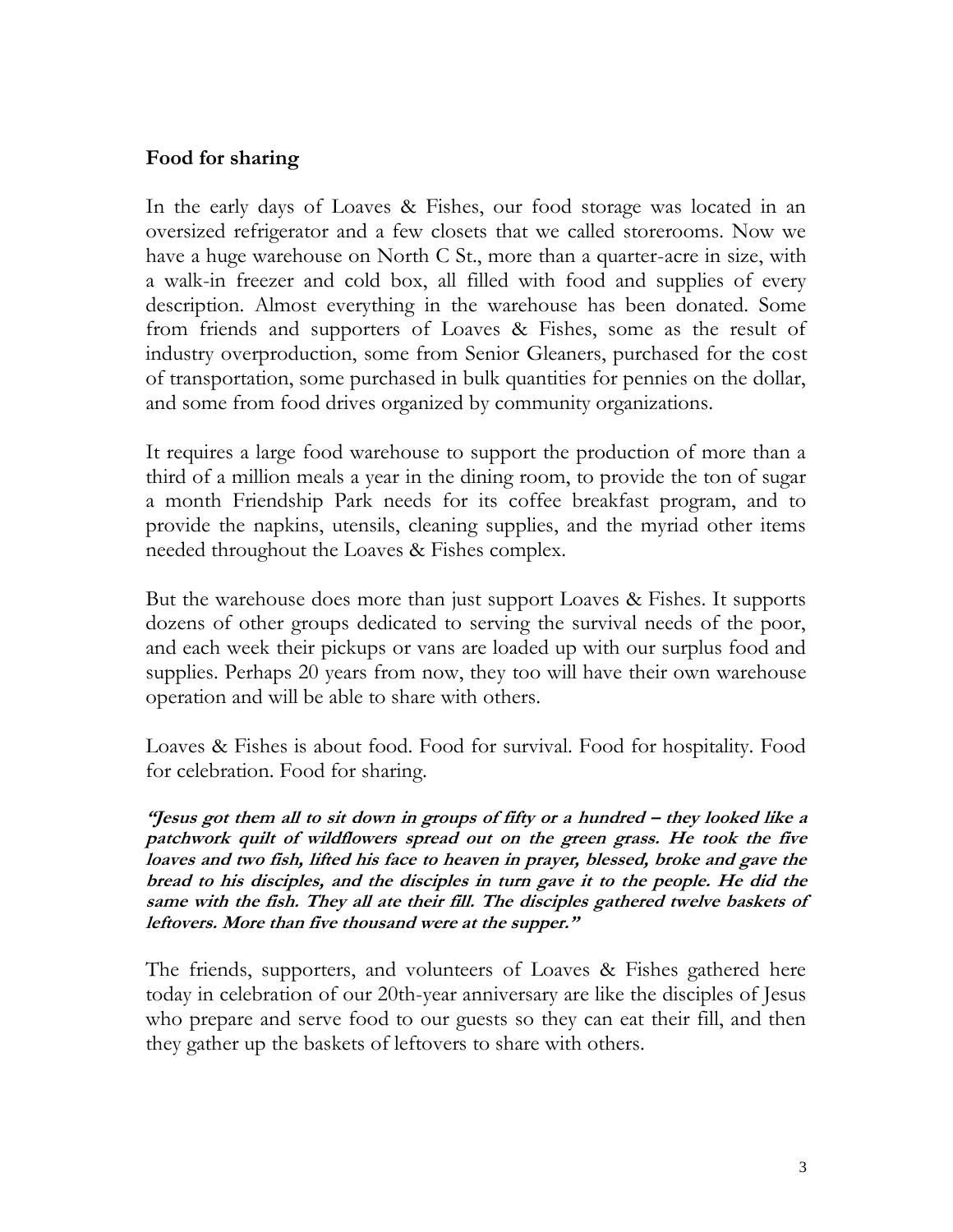## Food for sharing

In the early days of Loaves & Fishes, our food storage was located in an oversized refrigerator and a few closets that we called storerooms. Now we have a huge warehouse on North C St., more than a quarter-acre in size, with a walk-in freezer and cold box, all filled with food and supplies of every description. Almost everything in the warehouse has been donated. Some from friends and supporters of Loaves & Fishes, some as the result of industry overproduction, some from Senior Gleaners, purchased for the cost of transportation, some purchased in bulk quantities for pennies on the dollar, and some from food drives organized by community organizations.

It requires a large food warehouse to support the production of more than a third of a million meals a year in the dining room, to provide the ton of sugar a month Friendship Park needs for its coffee breakfast program, and to provide the napkins, utensils, cleaning supplies, and the myriad other items needed throughout the Loaves & Fishes complex.

But the warehouse does more than just support Loaves & Fishes. It supports dozens of other groups dedicated to serving the survival needs of the poor, and each week their pickups or vans are loaded up with our surplus food and supplies. Perhaps 20 years from now, they too will have their own warehouse operation and will be able to share with others.

Loaves & Fishes is about food. Food for survival. Food for hospitality. Food for celebration. Food for sharing.

***"Jesus got them all to sit down in groups of fifty or a hundred – they looked like a patchwork quilt of wildflowers spread out on the green grass. He took the five loaves and two fish, lifted his face to heaven in prayer, blessed, broke and gave the bread to his disciples, and the disciples in turn gave it to the people. He did the same with the fish. They all ate their fill. The disciples gathered twelve baskets of leftovers. More than five thousand were at the supper."***

The friends, supporters, and volunteers of Loaves & Fishes gathered here today in celebration of our 20th-year anniversary are like the disciples of Jesus who prepare and serve food to our guests so they can eat their fill, and then they gather up the baskets of leftovers to share with others.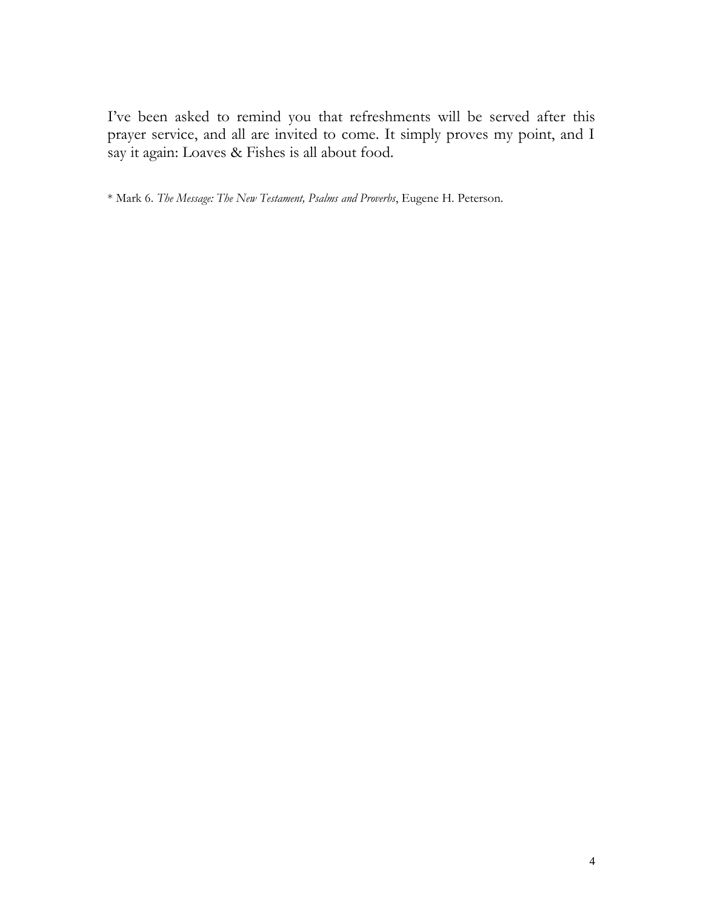I've been asked to remind you that refreshments will be served after this prayer service, and all are invited to come. It simply proves my point, and I say it again: Loaves & Fishes is all about food.

* Mark 6. *The Message: The New Testament, Psalms and Proverbs*, Eugene H. Peterson.